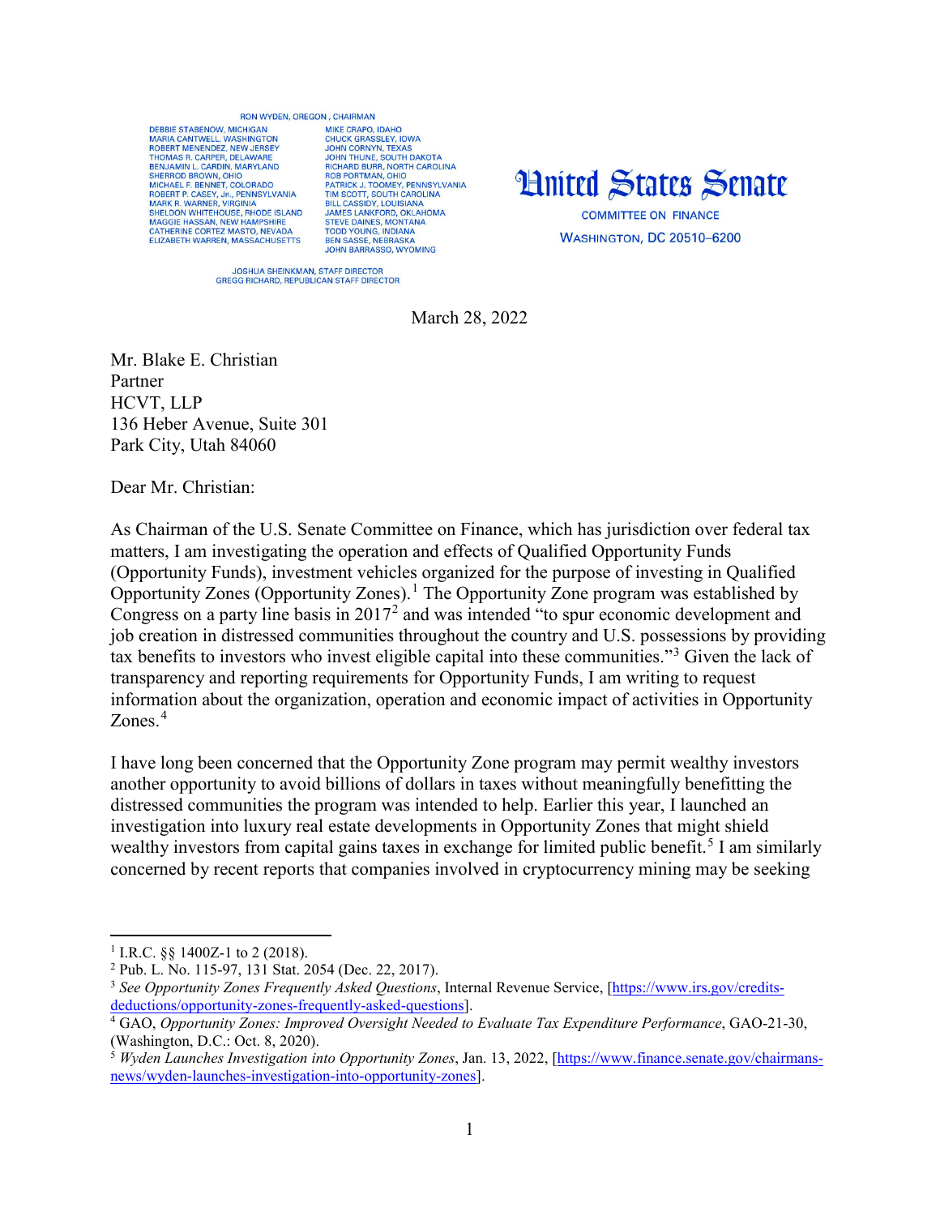RON WYDEN, OREGON, CHAIRMAN

DEBBIE STABENOW, MICHIGAN
MARIA CANTWELL, WASHINGTON
ROBERT MENENDEZ, NEW JERSEY
THOMAS R. CARPER, DELAWARE
BENJAMIN L. CARDIN, MARYLAND
SHERROD BROWN, OHIO
MICHAEL F. BENNET, COLORADO
ROBERT P. CASEY, JR., PENNSYLVANIA
MARK R. WARNER, VIRGINIA
SHELDON WHITEHOUSE, RHODE ISLAND
MAGGIE HASSAN, NEW HAMPSHIRE
CATHERINE CORTEZ MASTO, NEVADA
ELIZABETH WARREN, MASSACHUSETTS

MIKE CRAPO, IDAHO
CHUCK GRASSLEY, IOWA
JOHN CORNYN, TEXAS
JOHN THUNE, SOUTH DAKOTA
RICHARD BURR, NORTH CAROLINA
ROB PORTMAN, OHIO
PATRICK J. TOOMEY, PENNSYLVANIA
TIM SCOTT, SOUTH CAROLINA
BILL CASSIDY, LOUISIANA
JAMES LANKFORD, OKLAHOMA
STEVE DAINES, MONTANA
TODD YOUNG, INDIANA
BEN SASSE, NEBRASKA
JOHN BARRASSO, WYOMING

JOSHUA SHEINKMAN, STAFF DIRECTOR
GREGG RICHARD, REPUBLICAN STAFF DIRECTOR

# United States Senate

COMMITTEE ON FINANCE

WASHINGTON, DC 20510–6200

March 28, 2022

Mr. Blake E. Christian
Partner
HCVT, LLP
136 Heber Avenue, Suite 301
Park City, Utah 84060

Dear Mr. Christian:

As Chairman of the U.S. Senate Committee on Finance, which has jurisdiction over federal tax matters, I am investigating the operation and effects of Qualified Opportunity Funds (Opportunity Funds), investment vehicles organized for the purpose of investing in Qualified Opportunity Zones (Opportunity Zones).[1] The Opportunity Zone program was established by Congress on a party line basis in 2017[2] and was intended "to spur economic development and job creation in distressed communities throughout the country and U.S. possessions by providing tax benefits to investors who invest eligible capital into these communities."[3] Given the lack of transparency and reporting requirements for Opportunity Funds, I am writing to request information about the organization, operation and economic impact of activities in Opportunity Zones.[4]

I have long been concerned that the Opportunity Zone program may permit wealthy investors another opportunity to avoid billions of dollars in taxes without meaningfully benefitting the distressed communities the program was intended to help. Earlier this year, I launched an investigation into luxury real estate developments in Opportunity Zones that might shield wealthy investors from capital gains taxes in exchange for limited public benefit.[5] I am similarly concerned by recent reports that companies involved in cryptocurrency mining may be seeking

---

[1] I.R.C. §§ 1400Z-1 to 2 (2018).

[2] Pub. L. No. 115-97, 131 Stat. 2054 (Dec. 22, 2017).

[3] *See Opportunity Zones Frequently Asked Questions*, Internal Revenue Service, [https://www.irs.gov/credits-deductions/opportunity-zones-frequently-asked-questions].

[4] GAO, *Opportunity Zones: Improved Oversight Needed to Evaluate Tax Expenditure Performance*, GAO-21-30, (Washington, D.C.: Oct. 8, 2020).

[5] *Wyden Launches Investigation into Opportunity Zones*, Jan. 13, 2022, [https://www.finance.senate.gov/chairmans-news/wyden-launches-investigation-into-opportunity-zones].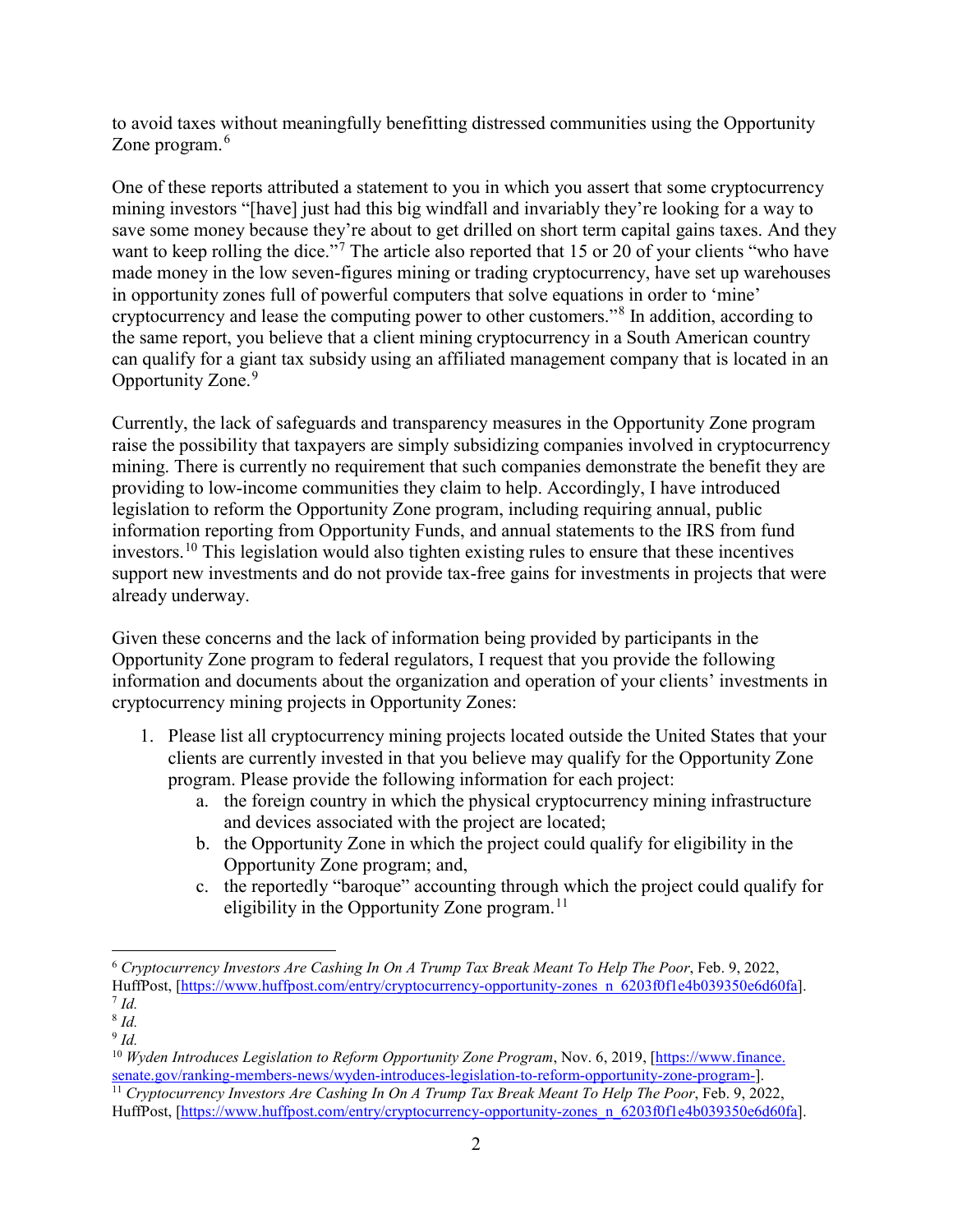to avoid taxes without meaningfully benefitting distressed communities using the Opportunity Zone program.[6]

One of these reports attributed a statement to you in which you assert that some cryptocurrency mining investors "[have] just had this big windfall and invariably they're looking for a way to save some money because they're about to get drilled on short term capital gains taxes. And they want to keep rolling the dice."[7] The article also reported that 15 or 20 of your clients "who have made money in the low seven-figures mining or trading cryptocurrency, have set up warehouses in opportunity zones full of powerful computers that solve equations in order to 'mine' cryptocurrency and lease the computing power to other customers."[8] In addition, according to the same report, you believe that a client mining cryptocurrency in a South American country can qualify for a giant tax subsidy using an affiliated management company that is located in an Opportunity Zone.[9]

Currently, the lack of safeguards and transparency measures in the Opportunity Zone program raise the possibility that taxpayers are simply subsidizing companies involved in cryptocurrency mining. There is currently no requirement that such companies demonstrate the benefit they are providing to low-income communities they claim to help. Accordingly, I have introduced legislation to reform the Opportunity Zone program, including requiring annual, public information reporting from Opportunity Funds, and annual statements to the IRS from fund investors.[10] This legislation would also tighten existing rules to ensure that these incentives support new investments and do not provide tax-free gains for investments in projects that were already underway.

Given these concerns and the lack of information being provided by participants in the Opportunity Zone program to federal regulators, I request that you provide the following information and documents about the organization and operation of your clients' investments in cryptocurrency mining projects in Opportunity Zones:

1. Please list all cryptocurrency mining projects located outside the United States that your clients are currently invested in that you believe may qualify for the Opportunity Zone program. Please provide the following information for each project:
    a. the foreign country in which the physical cryptocurrency mining infrastructure and devices associated with the project are located;
    b. the Opportunity Zone in which the project could qualify for eligibility in the Opportunity Zone program; and,
    c. the reportedly "baroque" accounting through which the project could qualify for eligibility in the Opportunity Zone program.[11]

---

[6] *Cryptocurrency Investors Are Cashing In On A Trump Tax Break Meant To Help The Poor*, Feb. 9, 2022, HuffPost, [https://www.huffpost.com/entry/cryptocurrency-opportunity-zones_n_6203f0f1e4b039350e6d60fa].

[7] *Id.*

[8] *Id.*

[9] *Id.*

[10] *Wyden Introduces Legislation to Reform Opportunity Zone Program*, Nov. 6, 2019, [https://www.finance.senate.gov/ranking-members-news/wyden-introduces-legislation-to-reform-opportunity-zone-program-].

[11] *Cryptocurrency Investors Are Cashing In On A Trump Tax Break Meant To Help The Poor*, Feb. 9, 2022, HuffPost, [https://www.huffpost.com/entry/cryptocurrency-opportunity-zones_n_6203f0f1e4b039350e6d60fa].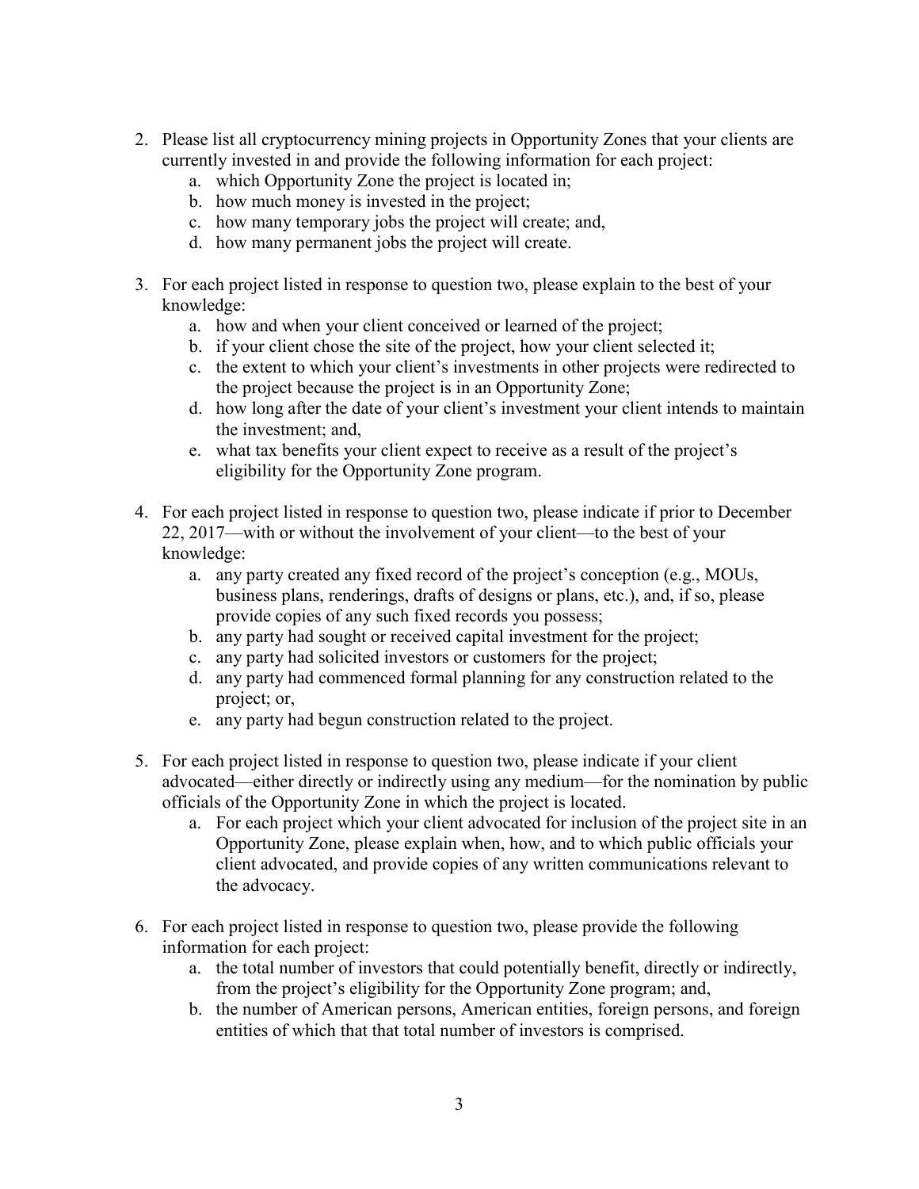2. Please list all cryptocurrency mining projects in Opportunity Zones that your clients are currently invested in and provide the following information for each project:
   a. which Opportunity Zone the project is located in;
   b. how much money is invested in the project;
   c. how many temporary jobs the project will create; and,
   d. how many permanent jobs the project will create.

3. For each project listed in response to question two, please explain to the best of your knowledge:
   a. how and when your client conceived or learned of the project;
   b. if your client chose the site of the project, how your client selected it;
   c. the extent to which your client's investments in other projects were redirected to the project because the project is in an Opportunity Zone;
   d. how long after the date of your client's investment your client intends to maintain the investment; and,
   e. what tax benefits your client expect to receive as a result of the project's eligibility for the Opportunity Zone program.

4. For each project listed in response to question two, please indicate if prior to December 22, 2017—with or without the involvement of your client—to the best of your knowledge:
   a. any party created any fixed record of the project's conception (e.g., MOUs, business plans, renderings, drafts of designs or plans, etc.), and, if so, please provide copies of any such fixed records you possess;
   b. any party had sought or received capital investment for the project;
   c. any party had solicited investors or customers for the project;
   d. any party had commenced formal planning for any construction related to the project; or,
   e. any party had begun construction related to the project.

5. For each project listed in response to question two, please indicate if your client advocated—either directly or indirectly using any medium—for the nomination by public officials of the Opportunity Zone in which the project is located.
   a. For each project which your client advocated for inclusion of the project site in an Opportunity Zone, please explain when, how, and to which public officials your client advocated, and provide copies of any written communications relevant to the advocacy.

6. For each project listed in response to question two, please provide the following information for each project:
   a. the total number of investors that could potentially benefit, directly or indirectly, from the project's eligibility for the Opportunity Zone program; and,
   b. the number of American persons, American entities, foreign persons, and foreign entities of which that that total number of investors is comprised.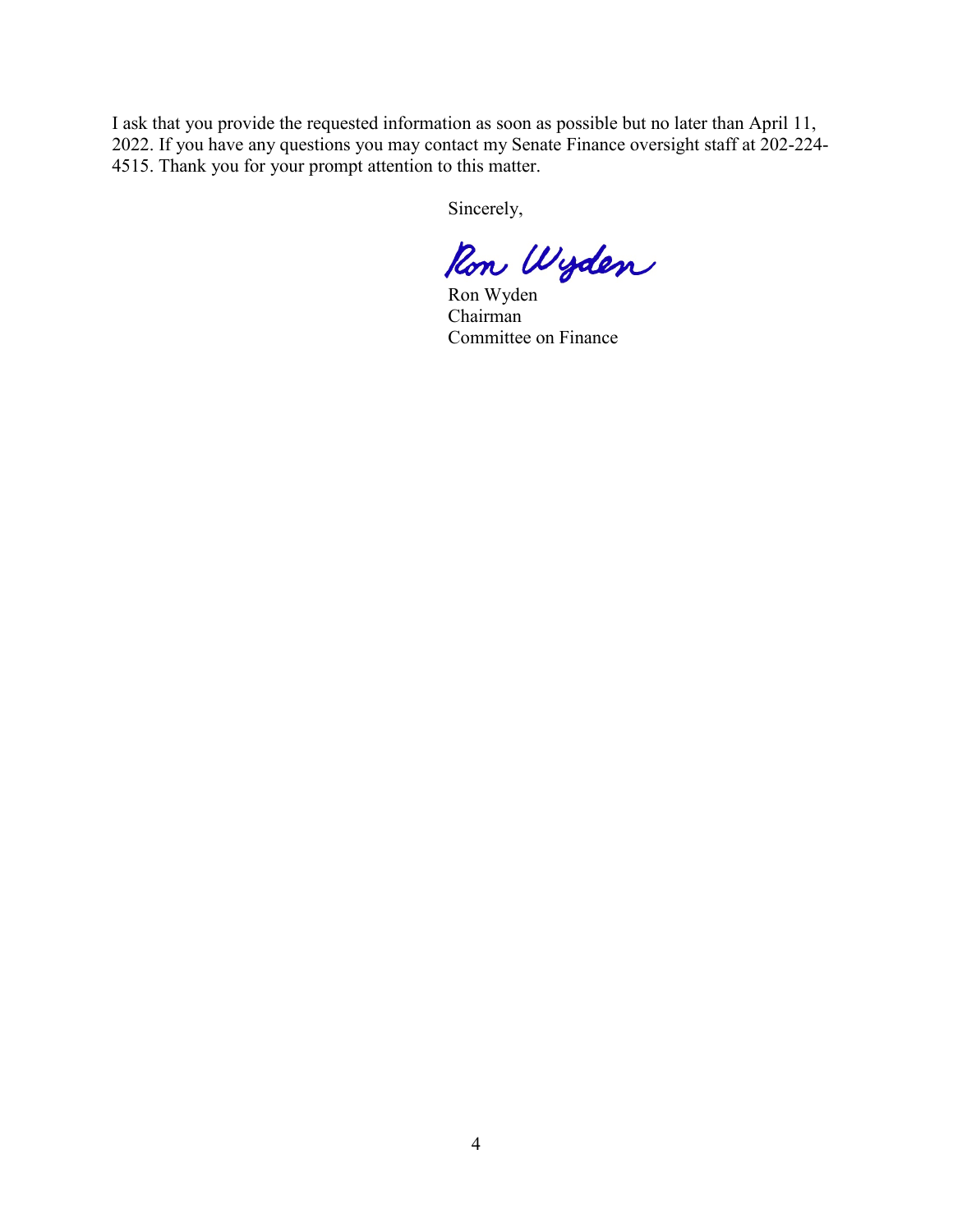I ask that you provide the requested information as soon as possible but no later than April 11, 2022. If you have any questions you may contact my Senate Finance oversight staff at 202-224-4515. Thank you for your prompt attention to this matter.

Sincerely,

Ron Wyden

Ron Wyden
Chairman
Committee on Finance